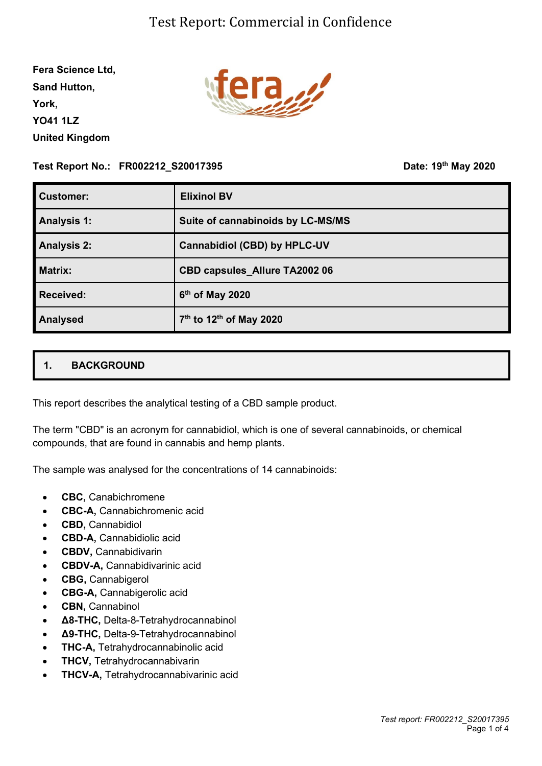# Test Report: Commercial in Confidence

**Fera Science Ltd,**
**Sand Hutton,**
**York,**
**YO41 1LZ**
**United Kingdom**

**Test Report No.: FR002212_S20017395** **Date: 19th May 2020**

| **Customer:** | **Elixinol BV** |
|---|---|
| **Analysis 1:** | **Suite of cannabinoids by LC-MS/MS** |
| **Analysis 2:** | **Cannabidiol (CBD) by HPLC-UV** |
| **Matrix:** | **CBD capsules_Allure TA2002 06** |
| **Received:** | **6th of May 2020** |
| **Analysed** | **7th to 12th of May 2020** |

## 1. BACKGROUND

This report describes the analytical testing of a CBD sample product.

The term "CBD" is an acronym for cannabidiol, which is one of several cannabinoids, or chemical compounds, that are found in cannabis and hemp plants.

The sample was analysed for the concentrations of 14 cannabinoids:

- **CBC,** Canabichromene
- **CBC-A,** Cannabichromenic acid
- **CBD,** Cannabidiol
- **CBD-A,** Cannabidiolic acid
- **CBDV,** Cannabidivarin
- **CBDV-A,** Cannabidivarinic acid
- **CBG,** Cannabigerol
- **CBG-A,** Cannabigerolic acid
- **CBN,** Cannabinol
- **Δ8-THC,** Delta-8-Tetrahydrocannabinol
- **Δ9-THC,** Delta-9-Tetrahydrocannabinol
- **THC-A,** Tetrahydrocannabinolic acid
- **THCV,** Tetrahydrocannabivarin
- **THCV-A,** Tetrahydrocannabivarinic acid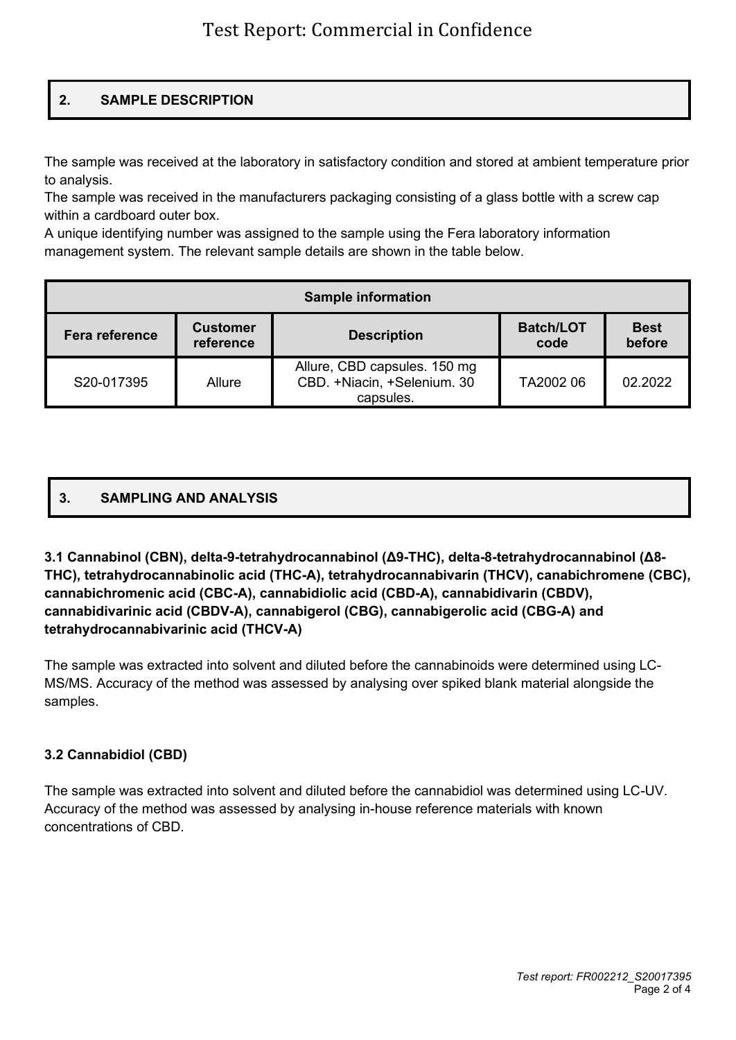## 2. SAMPLE DESCRIPTION

The sample was received at the laboratory in satisfactory condition and stored at ambient temperature prior to analysis.
The sample was received in the manufacturers packaging consisting of a glass bottle with a screw cap within a cardboard outer box.
A unique identifying number was assigned to the sample using the Fera laboratory information management system. The relevant sample details are shown in the table below.

| Sample information | | | | |
|---|---|---|---|---|
| **Fera reference** | **Customer reference** | **Description** | **Batch/LOT code** | **Best before** |
| S20-017395 | Allure | Allure, CBD capsules. 150 mg CBD. +Niacin, +Selenium. 30 capsules. | TA2002 06 | 02.2022 |

## 3. SAMPLING AND ANALYSIS

### 3.1 Cannabinol (CBN), delta-9-tetrahydrocannabinol (Δ9-THC), delta-8-tetrahydrocannabinol (Δ8-THC), tetrahydrocannabinolic acid (THC-A), tetrahydrocannabivarin (THCV), canabichromene (CBC), cannabichromenic acid (CBC-A), cannabidiolic acid (CBD-A), cannabidivarin (CBDV), cannabidivarinic acid (CBDV-A), cannabigerol (CBG), cannabigerolic acid (CBG-A) and tetrahydrocannabivarinic acid (THCV-A)

The sample was extracted into solvent and diluted before the cannabinoids were determined using LC-MS/MS. Accuracy of the method was assessed by analysing over spiked blank material alongside the samples.

### 3.2 Cannabidiol (CBD)

The sample was extracted into solvent and diluted before the cannabidiol was determined using LC-UV. Accuracy of the method was assessed by analysing in-house reference materials with known concentrations of CBD.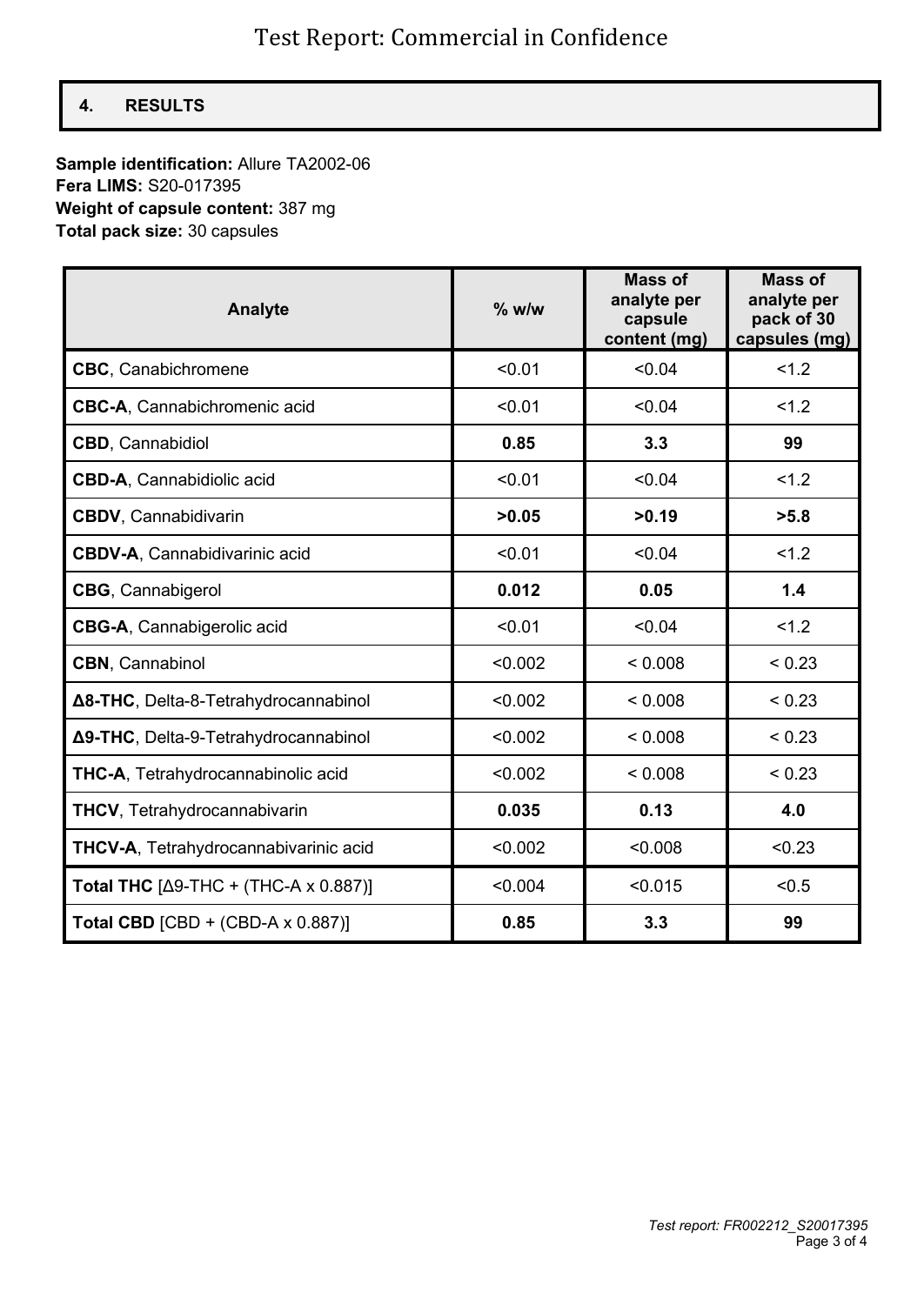## 4. RESULTS

**Sample identification:** Allure TA2002-06
**Fera LIMS:** S20-017395
**Weight of capsule content:** 387 mg
**Total pack size:** 30 capsules

| Analyte | % w/w | Mass of analyte per capsule content (mg) | Mass of analyte per pack of 30 capsules (mg) |
|---|---|---|---|
| **CBC**, Canabichromene | <0.01 | <0.04 | <1.2 |
| **CBC-A**, Cannabichromenic acid | <0.01 | <0.04 | <1.2 |
| **CBD**, Cannabidiol | **0.85** | **3.3** | **99** |
| **CBD-A**, Cannabidiolic acid | <0.01 | <0.04 | <1.2 |
| **CBDV**, Cannabidivarin | **>0.05** | **>0.19** | **>5.8** |
| **CBDV-A**, Cannabidivarinic acid | <0.01 | <0.04 | <1.2 |
| **CBG**, Cannabigerol | **0.012** | **0.05** | **1.4** |
| **CBG-A**, Cannabigerolic acid | <0.01 | <0.04 | <1.2 |
| **CBN**, Cannabinol | <0.002 | < 0.008 | < 0.23 |
| **Δ8-THC**, Delta-8-Tetrahydrocannabinol | <0.002 | < 0.008 | < 0.23 |
| **Δ9-THC**, Delta-9-Tetrahydrocannabinol | <0.002 | < 0.008 | < 0.23 |
| **THC-A**, Tetrahydrocannabinolic acid | <0.002 | < 0.008 | < 0.23 |
| **THCV**, Tetrahydrocannabivarin | **0.035** | **0.13** | **4.0** |
| **THCV-A**, Tetrahydrocannabivarinic acid | <0.002 | <0.008 | <0.23 |
| **Total THC** [Δ9-THC + (THC-A x 0.887)] | <0.004 | <0.015 | <0.5 |
| **Total CBD** [CBD + (CBD-A x 0.887)] | **0.85** | **3.3** | **99** |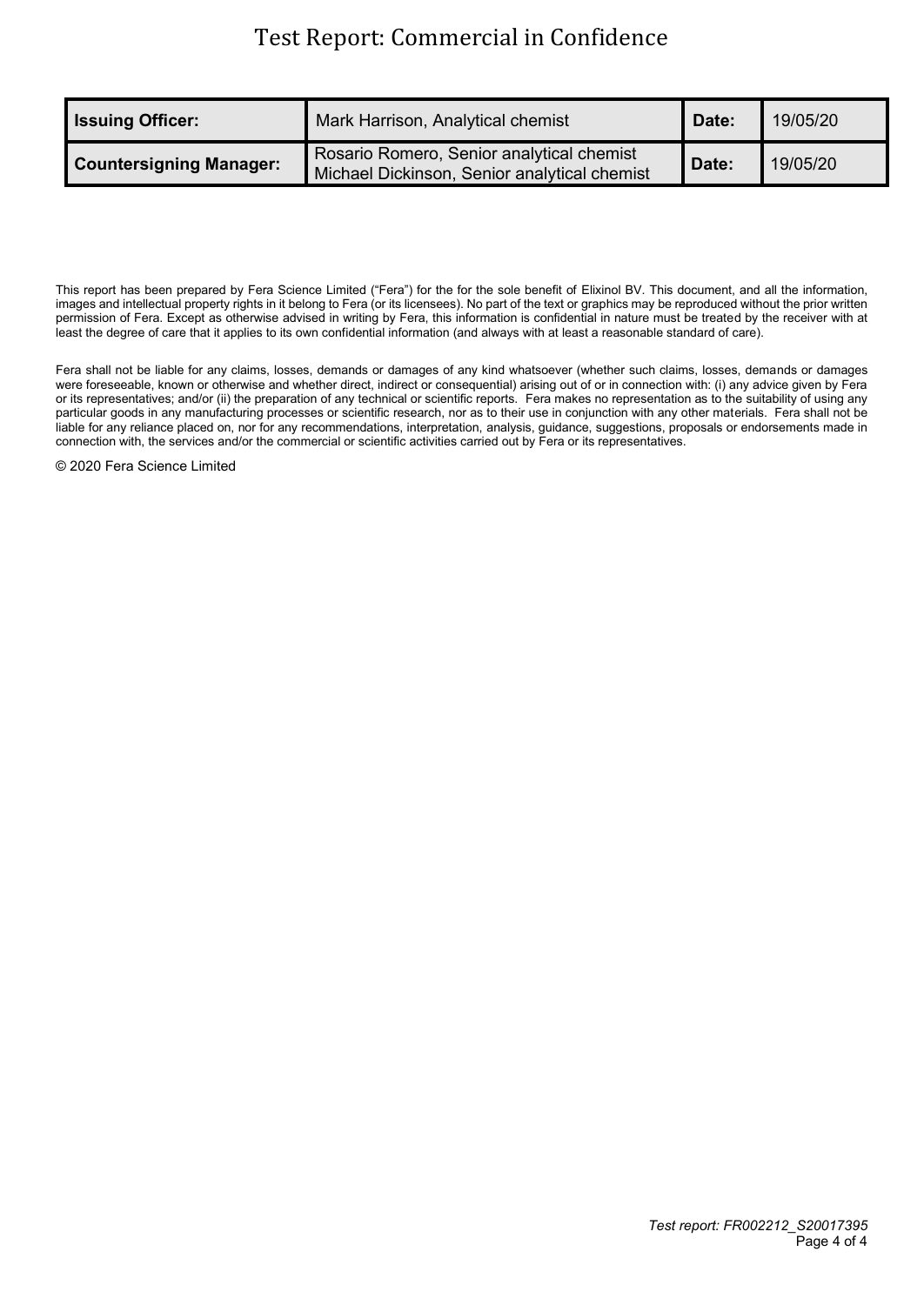| Issuing Officer: | Mark Harrison, Analytical chemist | Date: | 19/05/20 |
|---|---|---|---|
| Countersigning Manager: | Rosario Romero, Senior analytical chemist<br>Michael Dickinson, Senior analytical chemist | Date: | 19/05/20 |

This report has been prepared by Fera Science Limited ("Fera") for the for the sole benefit of Elixinol BV. This document, and all the information, images and intellectual property rights in it belong to Fera (or its licensees). No part of the text or graphics may be reproduced without the prior written permission of Fera. Except as otherwise advised in writing by Fera, this information is confidential in nature must be treated by the receiver with at least the degree of care that it applies to its own confidential information (and always with at least a reasonable standard of care).

Fera shall not be liable for any claims, losses, demands or damages of any kind whatsoever (whether such claims, losses, demands or damages were foreseeable, known or otherwise and whether direct, indirect or consequential) arising out of or in connection with: (i) any advice given by Fera or its representatives; and/or (ii) the preparation of any technical or scientific reports. Fera makes no representation as to the suitability of using any particular goods in any manufacturing processes or scientific research, nor as to their use in conjunction with any other materials. Fera shall not be liable for any reliance placed on, nor for any recommendations, interpretation, analysis, guidance, suggestions, proposals or endorsements made in connection with, the services and/or the commercial or scientific activities carried out by Fera or its representatives.

© 2020 Fera Science Limited

*Test report: FR002212_S20017395*